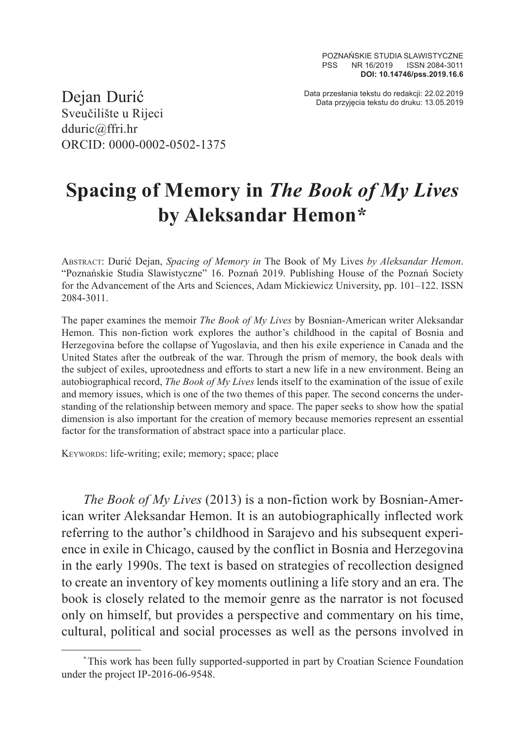POZNAŃSKIE STUDIA SLAWISTYCZNE
PSS NR 16/2019 ISSN 2084-3011
**DOI: 10.14746/pss.2019.16.6**

Data przesłania tekstu do redakcji: 22.02.2019
Data przyjęcia tekstu do druku: 13.05.2019

Dejan Durić
Sveučilište u Rijeci
dduric@ffri.hr
ORCID: 0000-0002-0502-1375

# Spacing of Memory in *The Book of My Lives* by Aleksandar Hemon*

ABSTRACT: Durić Dejan, *Spacing of Memory in* The Book of My Lives *by Aleksandar Hemon*. "Poznańskie Studia Slawistyczne" 16. Poznań 2019. Publishing House of the Poznań Society for the Advancement of the Arts and Sciences, Adam Mickiewicz University, pp. 101–122. ISSN 2084-3011.

The paper examines the memoir *The Book of My Lives* by Bosnian-American writer Aleksandar Hemon. This non-fiction work explores the author's childhood in the capital of Bosnia and Herzegovina before the collapse of Yugoslavia, and then his exile experience in Canada and the United States after the outbreak of the war. Through the prism of memory, the book deals with the subject of exiles, uprootedness and efforts to start a new life in a new environment. Being an autobiographical record, *The Book of My Lives* lends itself to the examination of the issue of exile and memory issues, which is one of the two themes of this paper. The second concerns the understanding of the relationship between memory and space. The paper seeks to show how the spatial dimension is also important for the creation of memory because memories represent an essential factor for the transformation of abstract space into a particular place.

KEYWORDS: life-writing; exile; memory; space; place

*The Book of My Lives* (2013) is a non-fiction work by Bosnian-American writer Aleksandar Hemon. It is an autobiographically inflected work referring to the author's childhood in Sarajevo and his subsequent experience in exile in Chicago, caused by the conflict in Bosnia and Herzegovina in the early 1990s. The text is based on strategies of recollection designed to create an inventory of key moments outlining a life story and an era. The book is closely related to the memoir genre as the narrator is not focused only on himself, but provides a perspective and commentary on his time, cultural, political and social processes as well as the persons involved in

---

*This work has been fully supported-supported in part by Croatian Science Foundation under the project IP-2016-06-9548.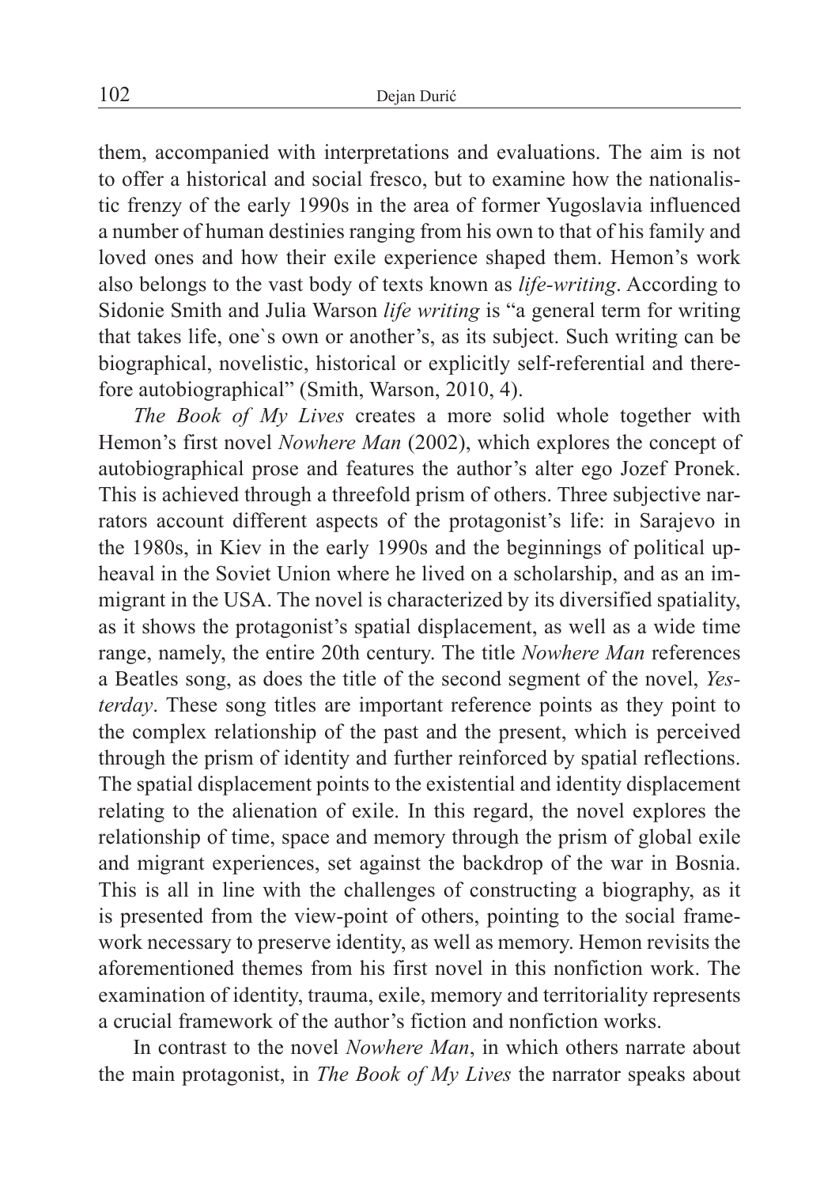them, accompanied with interpretations and evaluations. The aim is not to offer a historical and social fresco, but to examine how the nationalistic frenzy of the early 1990s in the area of former Yugoslavia influenced a number of human destinies ranging from his own to that of his family and loved ones and how their exile experience shaped them. Hemon's work also belongs to the vast body of texts known as *life-writing*. According to Sidonie Smith and Julia Warson *life writing* is "a general term for writing that takes life, one`s own or another's, as its subject. Such writing can be biographical, novelistic, historical or explicitly self-referential and therefore autobiographical" (Smith, Warson, 2010, 4).

*The Book of My Lives* creates a more solid whole together with Hemon's first novel *Nowhere Man* (2002), which explores the concept of autobiographical prose and features the author's alter ego Jozef Pronek. This is achieved through a threefold prism of others. Three subjective narrators account different aspects of the protagonist's life: in Sarajevo in the 1980s, in Kiev in the early 1990s and the beginnings of political upheaval in the Soviet Union where he lived on a scholarship, and as an immigrant in the USA. The novel is characterized by its diversified spatiality, as it shows the protagonist's spatial displacement, as well as a wide time range, namely, the entire 20th century. The title *Nowhere Man* references a Beatles song, as does the title of the second segment of the novel, *Yesterday*. These song titles are important reference points as they point to the complex relationship of the past and the present, which is perceived through the prism of identity and further reinforced by spatial reflections. The spatial displacement points to the existential and identity displacement relating to the alienation of exile. In this regard, the novel explores the relationship of time, space and memory through the prism of global exile and migrant experiences, set against the backdrop of the war in Bosnia. This is all in line with the challenges of constructing a biography, as it is presented from the view-point of others, pointing to the social framework necessary to preserve identity, as well as memory. Hemon revisits the aforementioned themes from his first novel in this nonfiction work. The examination of identity, trauma, exile, memory and territoriality represents a crucial framework of the author's fiction and nonfiction works.

In contrast to the novel *Nowhere Man*, in which others narrate about the main protagonist, in *The Book of My Lives* the narrator speaks about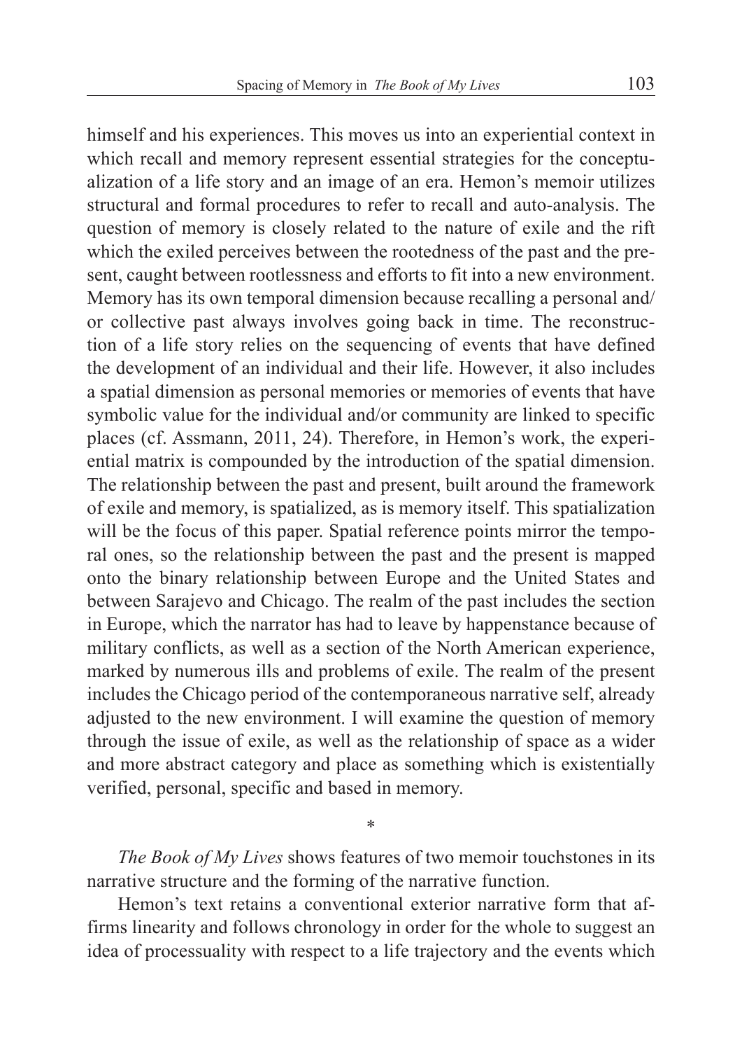himself and his experiences. This moves us into an experiential context in which recall and memory represent essential strategies for the conceptualization of a life story and an image of an era. Hemon's memoir utilizes structural and formal procedures to refer to recall and auto-analysis. The question of memory is closely related to the nature of exile and the rift which the exiled perceives between the rootedness of the past and the present, caught between rootlessness and efforts to fit into a new environment. Memory has its own temporal dimension because recalling a personal and/or collective past always involves going back in time. The reconstruction of a life story relies on the sequencing of events that have defined the development of an individual and their life. However, it also includes a spatial dimension as personal memories or memories of events that have symbolic value for the individual and/or community are linked to specific places (cf. Assmann, 2011, 24). Therefore, in Hemon's work, the experiential matrix is compounded by the introduction of the spatial dimension. The relationship between the past and present, built around the framework of exile and memory, is spatialized, as is memory itself. This spatialization will be the focus of this paper. Spatial reference points mirror the temporal ones, so the relationship between the past and the present is mapped onto the binary relationship between Europe and the United States and between Sarajevo and Chicago. The realm of the past includes the section in Europe, which the narrator has had to leave by happenstance because of military conflicts, as well as a section of the North American experience, marked by numerous ills and problems of exile. The realm of the present includes the Chicago period of the contemporaneous narrative self, already adjusted to the new environment. I will examine the question of memory through the issue of exile, as well as the relationship of space as a wider and more abstract category and place as something which is existentially verified, personal, specific and based in memory.

*

*The Book of My Lives* shows features of two memoir touchstones in its narrative structure and the forming of the narrative function.

Hemon's text retains a conventional exterior narrative form that affirms linearity and follows chronology in order for the whole to suggest an idea of processuality with respect to a life trajectory and the events which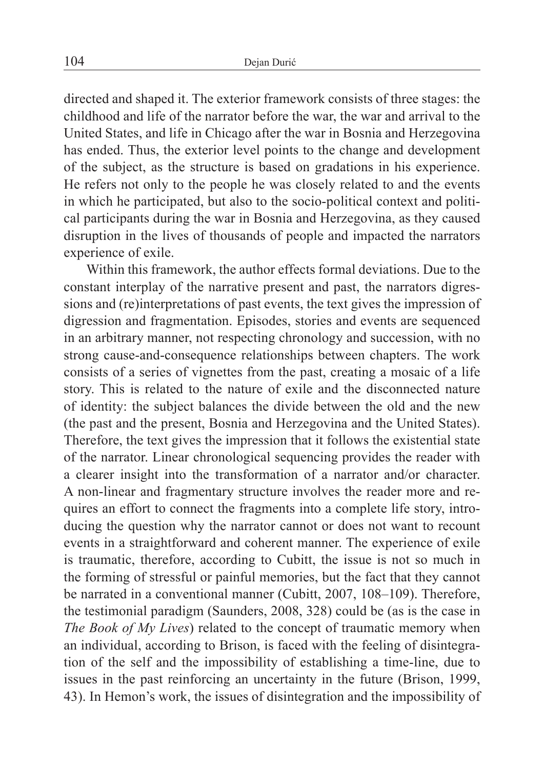directed and shaped it. The exterior framework consists of three stages: the childhood and life of the narrator before the war, the war and arrival to the United States, and life in Chicago after the war in Bosnia and Herzegovina has ended. Thus, the exterior level points to the change and development of the subject, as the structure is based on gradations in his experience. He refers not only to the people he was closely related to and the events in which he participated, but also to the socio-political context and political participants during the war in Bosnia and Herzegovina, as they caused disruption in the lives of thousands of people and impacted the narrators experience of exile.

Within this framework, the author effects formal deviations. Due to the constant interplay of the narrative present and past, the narrators digressions and (re)interpretations of past events, the text gives the impression of digression and fragmentation. Episodes, stories and events are sequenced in an arbitrary manner, not respecting chronology and succession, with no strong cause-and-consequence relationships between chapters. The work consists of a series of vignettes from the past, creating a mosaic of a life story. This is related to the nature of exile and the disconnected nature of identity: the subject balances the divide between the old and the new (the past and the present, Bosnia and Herzegovina and the United States). Therefore, the text gives the impression that it follows the existential state of the narrator. Linear chronological sequencing provides the reader with a clearer insight into the transformation of a narrator and/or character. A non-linear and fragmentary structure involves the reader more and requires an effort to connect the fragments into a complete life story, introducing the question why the narrator cannot or does not want to recount events in a straightforward and coherent manner. The experience of exile is traumatic, therefore, according to Cubitt, the issue is not so much in the forming of stressful or painful memories, but the fact that they cannot be narrated in a conventional manner (Cubitt, 2007, 108–109). Therefore, the testimonial paradigm (Saunders, 2008, 328) could be (as is the case in *The Book of My Lives*) related to the concept of traumatic memory when an individual, according to Brison, is faced with the feeling of disintegration of the self and the impossibility of establishing a time-line, due to issues in the past reinforcing an uncertainty in the future (Brison, 1999, 43). In Hemon's work, the issues of disintegration and the impossibility of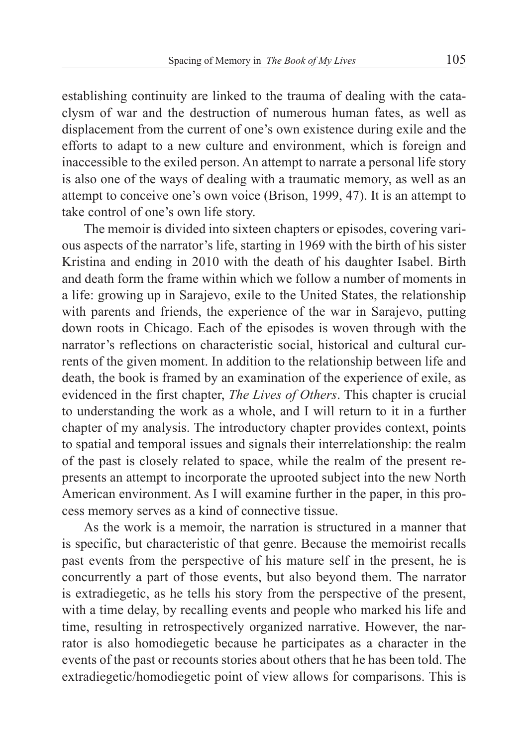establishing continuity are linked to the trauma of dealing with the cataclysm of war and the destruction of numerous human fates, as well as displacement from the current of one's own existence during exile and the efforts to adapt to a new culture and environment, which is foreign and inaccessible to the exiled person. An attempt to narrate a personal life story is also one of the ways of dealing with a traumatic memory, as well as an attempt to conceive one's own voice (Brison, 1999, 47). It is an attempt to take control of one's own life story.

The memoir is divided into sixteen chapters or episodes, covering various aspects of the narrator's life, starting in 1969 with the birth of his sister Kristina and ending in 2010 with the death of his daughter Isabel. Birth and death form the frame within which we follow a number of moments in a life: growing up in Sarajevo, exile to the United States, the relationship with parents and friends, the experience of the war in Sarajevo, putting down roots in Chicago. Each of the episodes is woven through with the narrator's reflections on characteristic social, historical and cultural currents of the given moment. In addition to the relationship between life and death, the book is framed by an examination of the experience of exile, as evidenced in the first chapter, *The Lives of Others*. This chapter is crucial to understanding the work as a whole, and I will return to it in a further chapter of my analysis. The introductory chapter provides context, points to spatial and temporal issues and signals their interrelationship: the realm of the past is closely related to space, while the realm of the present represents an attempt to incorporate the uprooted subject into the new North American environment. As I will examine further in the paper, in this process memory serves as a kind of connective tissue.

As the work is a memoir, the narration is structured in a manner that is specific, but characteristic of that genre. Because the memoirist recalls past events from the perspective of his mature self in the present, he is concurrently a part of those events, but also beyond them. The narrator is extradiegetic, as he tells his story from the perspective of the present, with a time delay, by recalling events and people who marked his life and time, resulting in retrospectively organized narrative. However, the narrator is also homodiegetic because he participates as a character in the events of the past or recounts stories about others that he has been told. The extradiegetic/homodiegetic point of view allows for comparisons. This is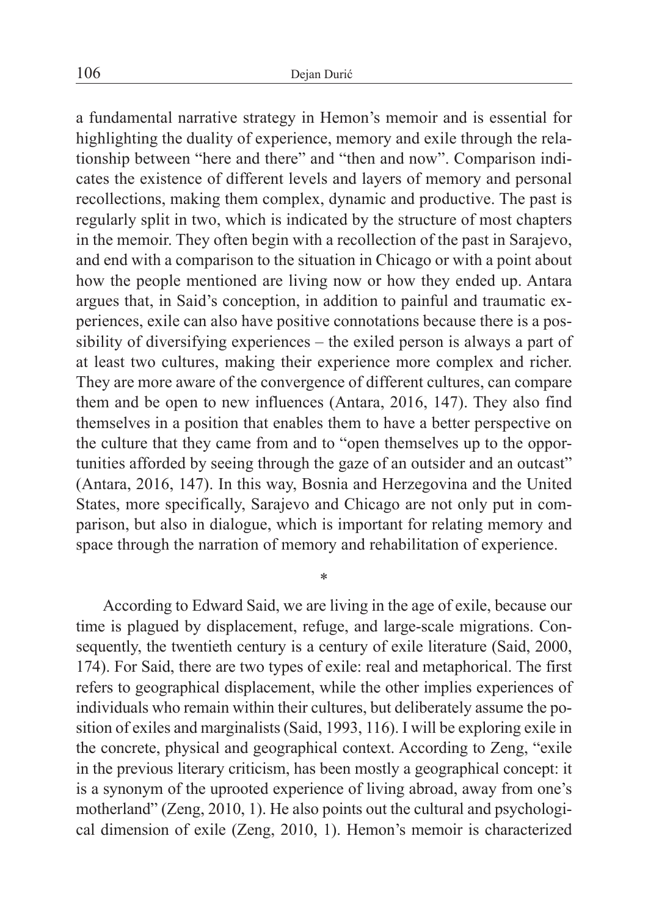a fundamental narrative strategy in Hemon's memoir and is essential for highlighting the duality of experience, memory and exile through the relationship between "here and there" and "then and now". Comparison indicates the existence of different levels and layers of memory and personal recollections, making them complex, dynamic and productive. The past is regularly split in two, which is indicated by the structure of most chapters in the memoir. They often begin with a recollection of the past in Sarajevo, and end with a comparison to the situation in Chicago or with a point about how the people mentioned are living now or how they ended up. Antara argues that, in Said's conception, in addition to painful and traumatic experiences, exile can also have positive connotations because there is a possibility of diversifying experiences – the exiled person is always a part of at least two cultures, making their experience more complex and richer. They are more aware of the convergence of different cultures, can compare them and be open to new influences (Antara, 2016, 147). They also find themselves in a position that enables them to have a better perspective on the culture that they came from and to "open themselves up to the opportunities afforded by seeing through the gaze of an outsider and an outcast" (Antara, 2016, 147). In this way, Bosnia and Herzegovina and the United States, more specifically, Sarajevo and Chicago are not only put in comparison, but also in dialogue, which is important for relating memory and space through the narration of memory and rehabilitation of experience.

*

According to Edward Said, we are living in the age of exile, because our time is plagued by displacement, refuge, and large-scale migrations. Consequently, the twentieth century is a century of exile literature (Said, 2000, 174). For Said, there are two types of exile: real and metaphorical. The first refers to geographical displacement, while the other implies experiences of individuals who remain within their cultures, but deliberately assume the position of exiles and marginalists (Said, 1993, 116). I will be exploring exile in the concrete, physical and geographical context. According to Zeng, "exile in the previous literary criticism, has been mostly a geographical concept: it is a synonym of the uprooted experience of living abroad, away from one's motherland" (Zeng, 2010, 1). He also points out the cultural and psychological dimension of exile (Zeng, 2010, 1). Hemon's memoir is characterized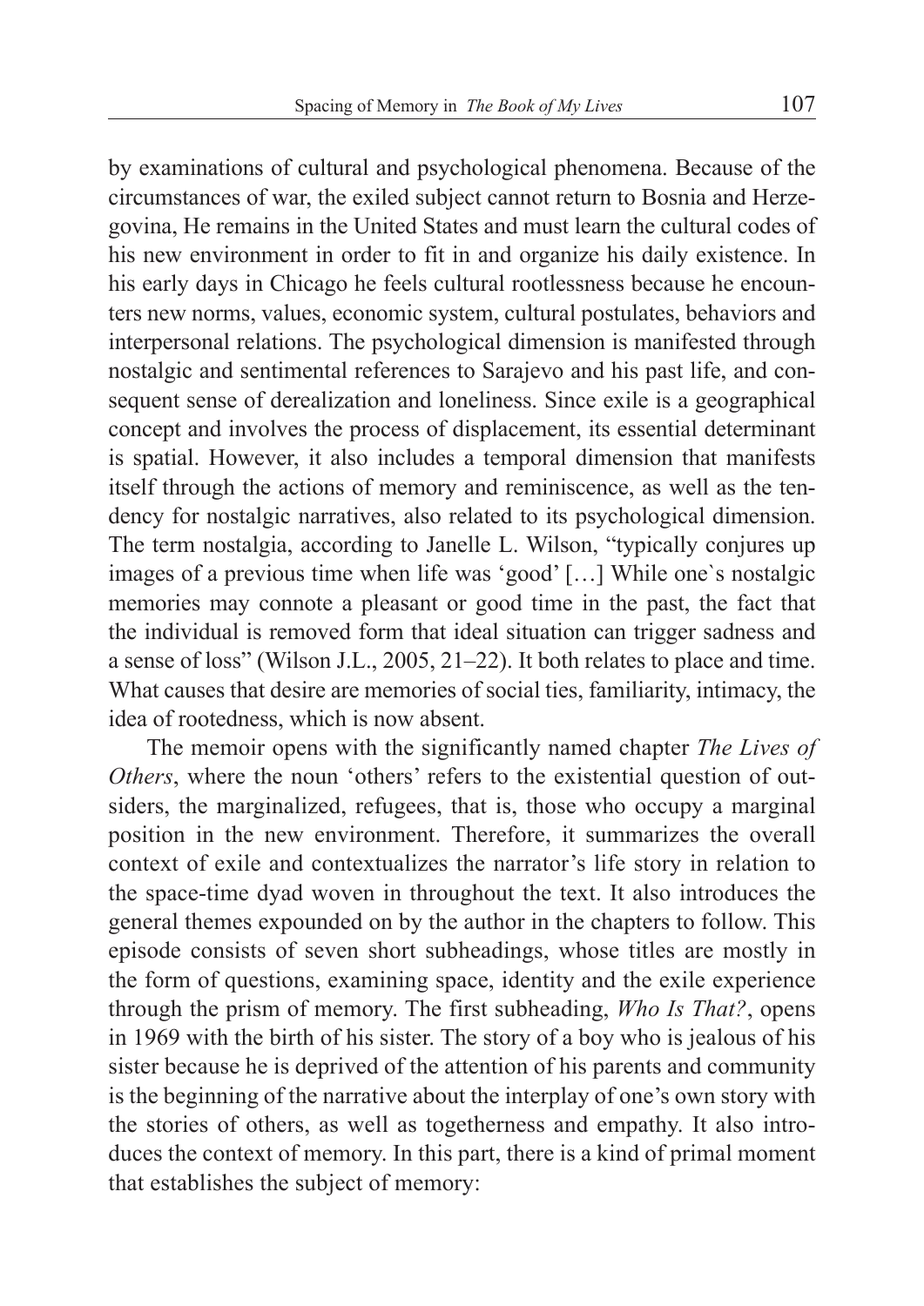by examinations of cultural and psychological phenomena. Because of the circumstances of war, the exiled subject cannot return to Bosnia and Herzegovina, He remains in the United States and must learn the cultural codes of his new environment in order to fit in and organize his daily existence. In his early days in Chicago he feels cultural rootlessness because he encounters new norms, values, economic system, cultural postulates, behaviors and interpersonal relations. The psychological dimension is manifested through nostalgic and sentimental references to Sarajevo and his past life, and consequent sense of derealization and loneliness. Since exile is a geographical concept and involves the process of displacement, its essential determinant is spatial. However, it also includes a temporal dimension that manifests itself through the actions of memory and reminiscence, as well as the tendency for nostalgic narratives, also related to its psychological dimension. The term nostalgia, according to Janelle L. Wilson, "typically conjures up images of a previous time when life was 'good' […] While one`s nostalgic memories may connote a pleasant or good time in the past, the fact that the individual is removed form that ideal situation can trigger sadness and a sense of loss" (Wilson J.L., 2005, 21–22). It both relates to place and time. What causes that desire are memories of social ties, familiarity, intimacy, the idea of rootedness, which is now absent.

The memoir opens with the significantly named chapter *The Lives of Others*, where the noun 'others' refers to the existential question of outsiders, the marginalized, refugees, that is, those who occupy a marginal position in the new environment. Therefore, it summarizes the overall context of exile and contextualizes the narrator's life story in relation to the space-time dyad woven in throughout the text. It also introduces the general themes expounded on by the author in the chapters to follow. This episode consists of seven short subheadings, whose titles are mostly in the form of questions, examining space, identity and the exile experience through the prism of memory. The first subheading, *Who Is That?*, opens in 1969 with the birth of his sister. The story of a boy who is jealous of his sister because he is deprived of the attention of his parents and community is the beginning of the narrative about the interplay of one's own story with the stories of others, as well as togetherness and empathy. It also introduces the context of memory. In this part, there is a kind of primal moment that establishes the subject of memory: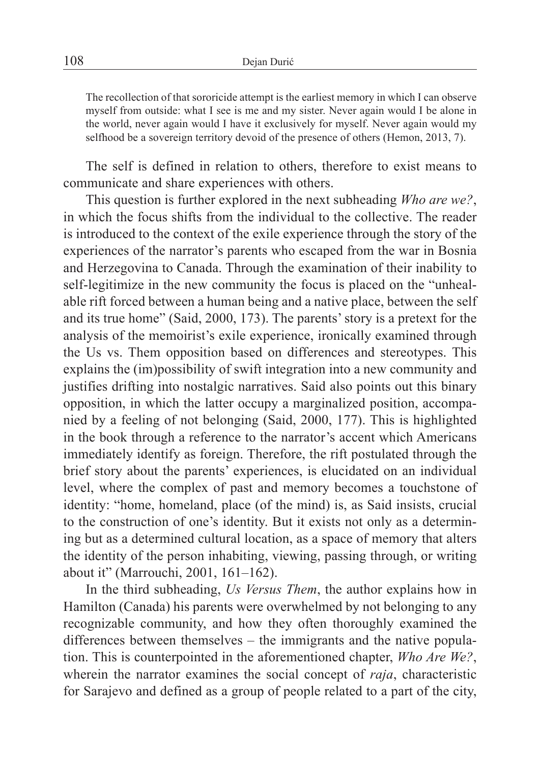> The recollection of that sororicide attempt is the earliest memory in which I can observe myself from outside: what I see is me and my sister. Never again would I be alone in the world, never again would I have it exclusively for myself. Never again would my selfhood be a sovereign territory devoid of the presence of others (Hemon, 2013, 7).

The self is defined in relation to others, therefore to exist means to communicate and share experiences with others.

This question is further explored in the next subheading *Who are we?*, in which the focus shifts from the individual to the collective. The reader is introduced to the context of the exile experience through the story of the experiences of the narrator's parents who escaped from the war in Bosnia and Herzegovina to Canada. Through the examination of their inability to self-legitimize in the new community the focus is placed on the "unhealable rift forced between a human being and a native place, between the self and its true home" (Said, 2000, 173). The parents' story is a pretext for the analysis of the memoirist's exile experience, ironically examined through the Us vs. Them opposition based on differences and stereotypes. This explains the (im)possibility of swift integration into a new community and justifies drifting into nostalgic narratives. Said also points out this binary opposition, in which the latter occupy a marginalized position, accompanied by a feeling of not belonging (Said, 2000, 177). This is highlighted in the book through a reference to the narrator's accent which Americans immediately identify as foreign. Therefore, the rift postulated through the brief story about the parents' experiences, is elucidated on an individual level, where the complex of past and memory becomes a touchstone of identity: "home, homeland, place (of the mind) is, as Said insists, crucial to the construction of one's identity. But it exists not only as a determining but as a determined cultural location, as a space of memory that alters the identity of the person inhabiting, viewing, passing through, or writing about it" (Marrouchi, 2001, 161–162).

In the third subheading, *Us Versus Them*, the author explains how in Hamilton (Canada) his parents were overwhelmed by not belonging to any recognizable community, and how they often thoroughly examined the differences between themselves – the immigrants and the native population. This is counterpointed in the aforementioned chapter, *Who Are We?*, wherein the narrator examines the social concept of *raja*, characteristic for Sarajevo and defined as a group of people related to a part of the city,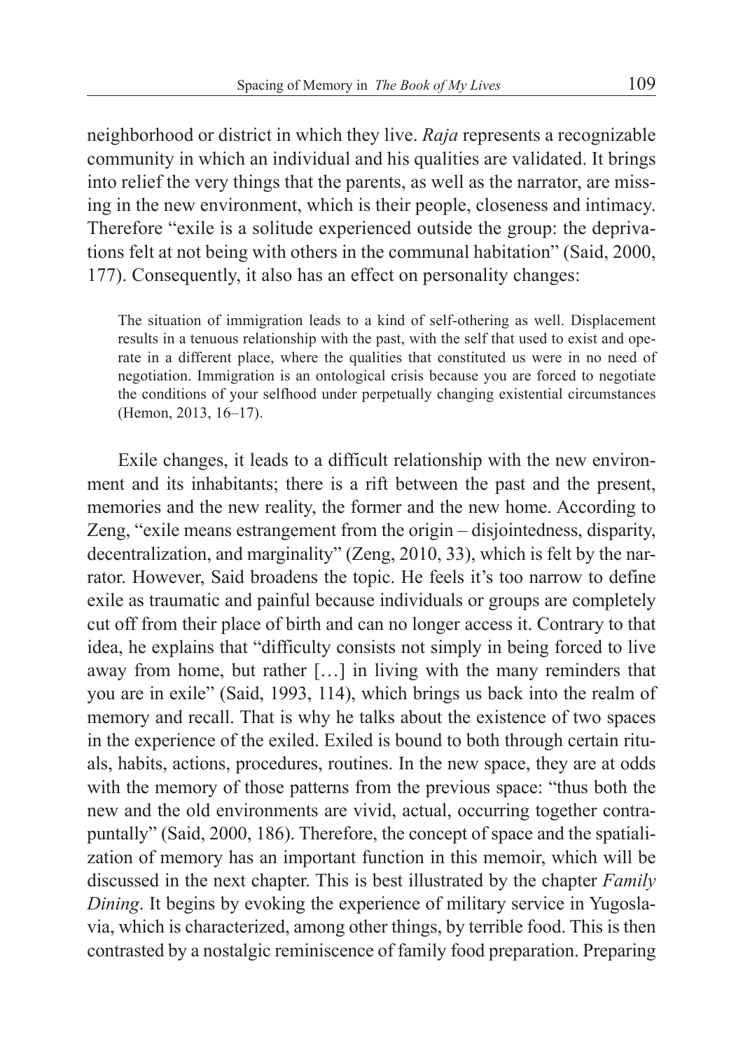neighborhood or district in which they live. *Raja* represents a recognizable community in which an individual and his qualities are validated. It brings into relief the very things that the parents, as well as the narrator, are missing in the new environment, which is their people, closeness and intimacy. Therefore "exile is a solitude experienced outside the group: the deprivations felt at not being with others in the communal habitation" (Said, 2000, 177). Consequently, it also has an effect on personality changes:

> The situation of immigration leads to a kind of self-othering as well. Displacement results in a tenuous relationship with the past, with the self that used to exist and operate in a different place, where the qualities that constituted us were in no need of negotiation. Immigration is an ontological crisis because you are forced to negotiate the conditions of your selfhood under perpetually changing existential circumstances (Hemon, 2013, 16–17).

Exile changes, it leads to a difficult relationship with the new environment and its inhabitants; there is a rift between the past and the present, memories and the new reality, the former and the new home. According to Zeng, "exile means estrangement from the origin – disjointedness, disparity, decentralization, and marginality" (Zeng, 2010, 33), which is felt by the narrator. However, Said broadens the topic. He feels it's too narrow to define exile as traumatic and painful because individuals or groups are completely cut off from their place of birth and can no longer access it. Contrary to that idea, he explains that "difficulty consists not simply in being forced to live away from home, but rather […] in living with the many reminders that you are in exile" (Said, 1993, 114), which brings us back into the realm of memory and recall. That is why he talks about the existence of two spaces in the experience of the exiled. Exiled is bound to both through certain rituals, habits, actions, procedures, routines. In the new space, they are at odds with the memory of those patterns from the previous space: "thus both the new and the old environments are vivid, actual, occurring together contrapuntally" (Said, 2000, 186). Therefore, the concept of space and the spatialization of memory has an important function in this memoir, which will be discussed in the next chapter. This is best illustrated by the chapter *Family Dining*. It begins by evoking the experience of military service in Yugoslavia, which is characterized, among other things, by terrible food. This is then contrasted by a nostalgic reminiscence of family food preparation. Preparing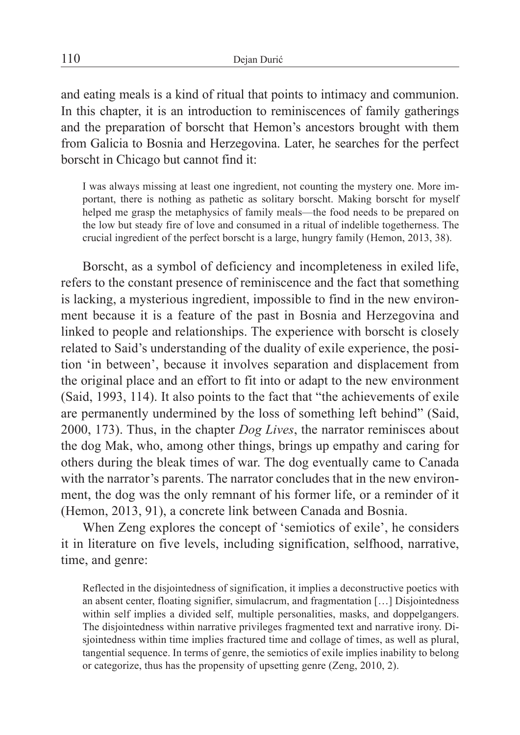and eating meals is a kind of ritual that points to intimacy and communion. In this chapter, it is an introduction to reminiscences of family gatherings and the preparation of borscht that Hemon's ancestors brought with them from Galicia to Bosnia and Herzegovina. Later, he searches for the perfect borscht in Chicago but cannot find it:

> I was always missing at least one ingredient, not counting the mystery one. More important, there is nothing as pathetic as solitary borscht. Making borscht for myself helped me grasp the metaphysics of family meals—the food needs to be prepared on the low but steady fire of love and consumed in a ritual of indelible togetherness. The crucial ingredient of the perfect borscht is a large, hungry family (Hemon, 2013, 38).

Borscht, as a symbol of deficiency and incompleteness in exiled life, refers to the constant presence of reminiscence and the fact that something is lacking, a mysterious ingredient, impossible to find in the new environment because it is a feature of the past in Bosnia and Herzegovina and linked to people and relationships. The experience with borscht is closely related to Said's understanding of the duality of exile experience, the position 'in between', because it involves separation and displacement from the original place and an effort to fit into or adapt to the new environment (Said, 1993, 114). It also points to the fact that "the achievements of exile are permanently undermined by the loss of something left behind" (Said, 2000, 173). Thus, in the chapter *Dog Lives*, the narrator reminisces about the dog Mak, who, among other things, brings up empathy and caring for others during the bleak times of war. The dog eventually came to Canada with the narrator's parents. The narrator concludes that in the new environment, the dog was the only remnant of his former life, or a reminder of it (Hemon, 2013, 91), a concrete link between Canada and Bosnia.

When Zeng explores the concept of 'semiotics of exile', he considers it in literature on five levels, including signification, selfhood, narrative, time, and genre:

> Reflected in the disjointedness of signification, it implies a deconstructive poetics with an absent center, floating signifier, simulacrum, and fragmentation […] Disjointedness within self implies a divided self, multiple personalities, masks, and doppelgangers. The disjointedness within narrative privileges fragmented text and narrative irony. Disjointedness within time implies fractured time and collage of times, as well as plural, tangential sequence. In terms of genre, the semiotics of exile implies inability to belong or categorize, thus has the propensity of upsetting genre (Zeng, 2010, 2).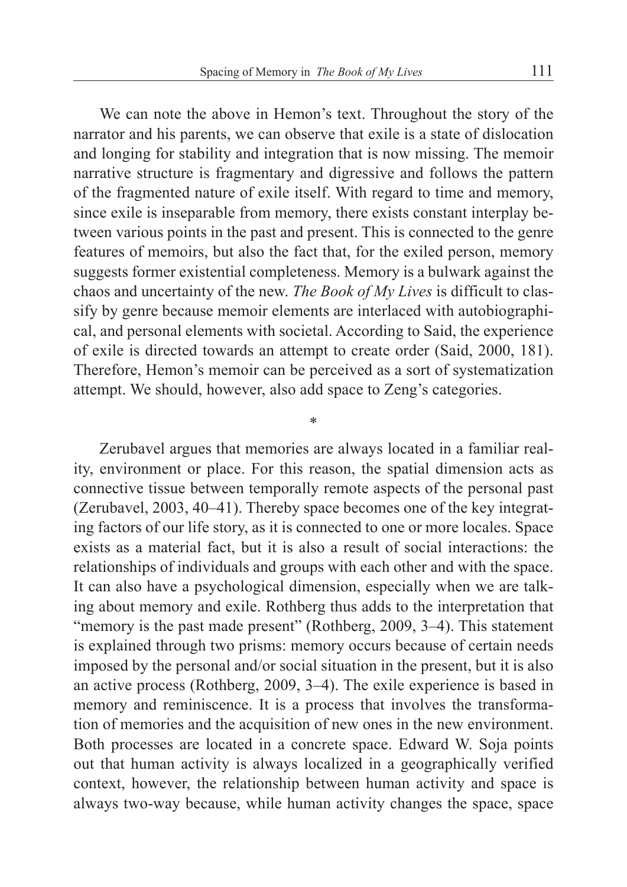We can note the above in Hemon's text. Throughout the story of the narrator and his parents, we can observe that exile is a state of dislocation and longing for stability and integration that is now missing. The memoir narrative structure is fragmentary and digressive and follows the pattern of the fragmented nature of exile itself. With regard to time and memory, since exile is inseparable from memory, there exists constant interplay between various points in the past and present. This is connected to the genre features of memoirs, but also the fact that, for the exiled person, memory suggests former existential completeness. Memory is a bulwark against the chaos and uncertainty of the new. *The Book of My Lives* is difficult to classify by genre because memoir elements are interlaced with autobiographical, and personal elements with societal. According to Said, the experience of exile is directed towards an attempt to create order (Said, 2000, 181). Therefore, Hemon's memoir can be perceived as a sort of systematization attempt. We should, however, also add space to Zeng's categories.

*

Zerubavel argues that memories are always located in a familiar reality, environment or place. For this reason, the spatial dimension acts as connective tissue between temporally remote aspects of the personal past (Zerubavel, 2003, 40–41). Thereby space becomes one of the key integrating factors of our life story, as it is connected to one or more locales. Space exists as a material fact, but it is also a result of social interactions: the relationships of individuals and groups with each other and with the space. It can also have a psychological dimension, especially when we are talking about memory and exile. Rothberg thus adds to the interpretation that "memory is the past made present" (Rothberg, 2009, 3–4). This statement is explained through two prisms: memory occurs because of certain needs imposed by the personal and/or social situation in the present, but it is also an active process (Rothberg, 2009, 3–4). The exile experience is based in memory and reminiscence. It is a process that involves the transformation of memories and the acquisition of new ones in the new environment. Both processes are located in a concrete space. Edward W. Soja points out that human activity is always localized in a geographically verified context, however, the relationship between human activity and space is always two-way because, while human activity changes the space, space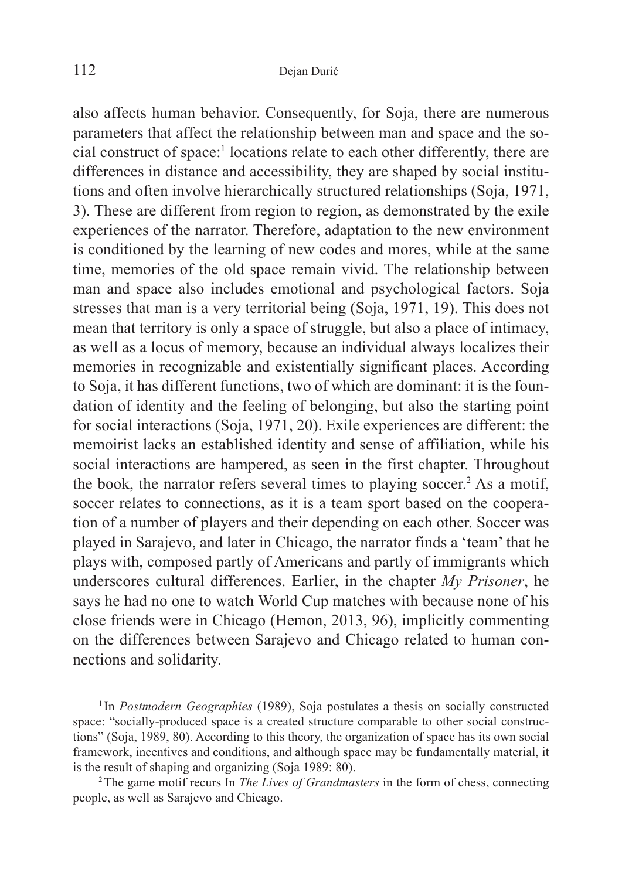also affects human behavior. Consequently, for Soja, there are numerous parameters that affect the relationship between man and space and the social construct of space:[1] locations relate to each other differently, there are differences in distance and accessibility, they are shaped by social institutions and often involve hierarchically structured relationships (Soja, 1971, 3). These are different from region to region, as demonstrated by the exile experiences of the narrator. Therefore, adaptation to the new environment is conditioned by the learning of new codes and mores, while at the same time, memories of the old space remain vivid. The relationship between man and space also includes emotional and psychological factors. Soja stresses that man is a very territorial being (Soja, 1971, 19). This does not mean that territory is only a space of struggle, but also a place of intimacy, as well as a locus of memory, because an individual always localizes their memories in recognizable and existentially significant places. According to Soja, it has different functions, two of which are dominant: it is the foundation of identity and the feeling of belonging, but also the starting point for social interactions (Soja, 1971, 20). Exile experiences are different: the memoirist lacks an established identity and sense of affiliation, while his social interactions are hampered, as seen in the first chapter. Throughout the book, the narrator refers several times to playing soccer.[2] As a motif, soccer relates to connections, as it is a team sport based on the cooperation of a number of players and their depending on each other. Soccer was played in Sarajevo, and later in Chicago, the narrator finds a 'team' that he plays with, composed partly of Americans and partly of immigrants which underscores cultural differences. Earlier, in the chapter *My Prisoner*, he says he had no one to watch World Cup matches with because none of his close friends were in Chicago (Hemon, 2013, 96), implicitly commenting on the differences between Sarajevo and Chicago related to human connections and solidarity.

---

[1] In *Postmodern Geographies* (1989), Soja postulates a thesis on socially constructed space: "socially-produced space is a created structure comparable to other social constructions" (Soja, 1989, 80). According to this theory, the organization of space has its own social framework, incentives and conditions, and although space may be fundamentally material, it is the result of shaping and organizing (Soja 1989: 80).

[2] The game motif recurs In *The Lives of Grandmasters* in the form of chess, connecting people, as well as Sarajevo and Chicago.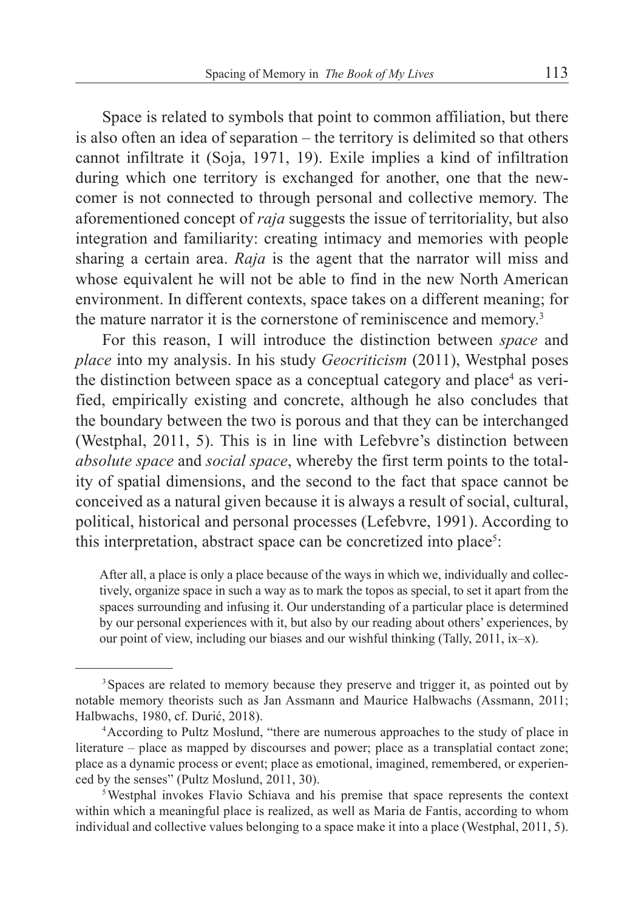Space is related to symbols that point to common affiliation, but there is also often an idea of separation – the territory is delimited so that others cannot infiltrate it (Soja, 1971, 19). Exile implies a kind of infiltration during which one territory is exchanged for another, one that the newcomer is not connected to through personal and collective memory. The aforementioned concept of *raja* suggests the issue of territoriality, but also integration and familiarity: creating intimacy and memories with people sharing a certain area. *Raja* is the agent that the narrator will miss and whose equivalent he will not be able to find in the new North American environment. In different contexts, space takes on a different meaning; for the mature narrator it is the cornerstone of reminiscence and memory.[3]

For this reason, I will introduce the distinction between *space* and *place* into my analysis. In his study *Geocriticism* (2011), Westphal poses the distinction between space as a conceptual category and place[4] as verified, empirically existing and concrete, although he also concludes that the boundary between the two is porous and that they can be interchanged (Westphal, 2011, 5). This is in line with Lefebvre's distinction between *absolute space* and *social space*, whereby the first term points to the totality of spatial dimensions, and the second to the fact that space cannot be conceived as a natural given because it is always a result of social, cultural, political, historical and personal processes (Lefebvre, 1991). According to this interpretation, abstract space can be concretized into place[5]:

> After all, a place is only a place because of the ways in which we, individually and collectively, organize space in such a way as to mark the topos as special, to set it apart from the spaces surrounding and infusing it. Our understanding of a particular place is determined by our personal experiences with it, but also by our reading about others' experiences, by our point of view, including our biases and our wishful thinking (Tally, 2011, ix–x).

---

[3] Spaces are related to memory because they preserve and trigger it, as pointed out by notable memory theorists such as Jan Assmann and Maurice Halbwachs (Assmann, 2011; Halbwachs, 1980, cf. Durić, 2018).

[4] According to Pultz Moslund, "there are numerous approaches to the study of place in literature – place as mapped by discourses and power; place as a transplatial contact zone; place as a dynamic process or event; place as emotional, imagined, remembered, or experienced by the senses" (Pultz Moslund, 2011, 30).

[5] Westphal invokes Flavio Schiava and his premise that space represents the context within which a meaningful place is realized, as well as Maria de Fantis, according to whom individual and collective values belonging to a space make it into a place (Westphal, 2011, 5).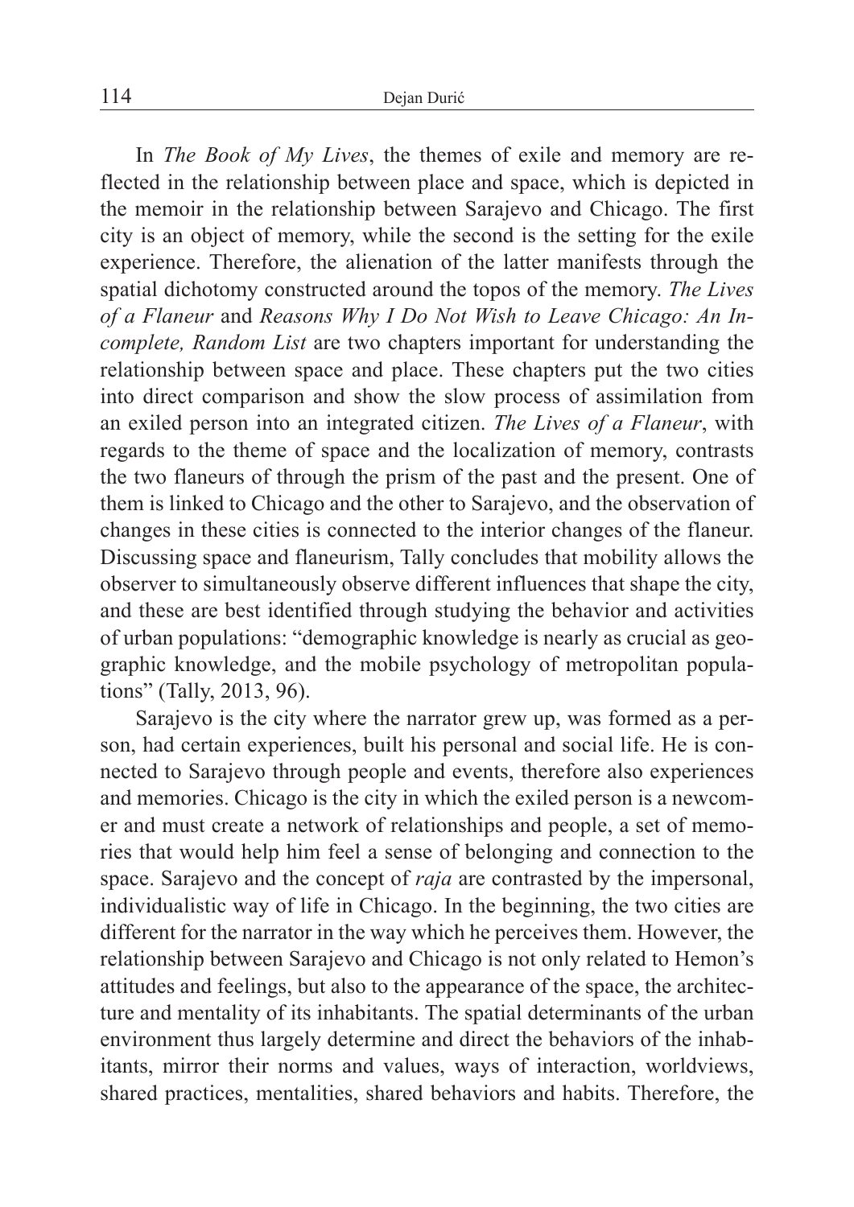In *The Book of My Lives*, the themes of exile and memory are reflected in the relationship between place and space, which is depicted in the memoir in the relationship between Sarajevo and Chicago. The first city is an object of memory, while the second is the setting for the exile experience. Therefore, the alienation of the latter manifests through the spatial dichotomy constructed around the topos of the memory. *The Lives of a Flaneur* and *Reasons Why I Do Not Wish to Leave Chicago: An Incomplete, Random List* are two chapters important for understanding the relationship between space and place. These chapters put the two cities into direct comparison and show the slow process of assimilation from an exiled person into an integrated citizen. *The Lives of a Flaneur*, with regards to the theme of space and the localization of memory, contrasts the two flaneurs of through the prism of the past and the present. One of them is linked to Chicago and the other to Sarajevo, and the observation of changes in these cities is connected to the interior changes of the flaneur. Discussing space and flaneurism, Tally concludes that mobility allows the observer to simultaneously observe different influences that shape the city, and these are best identified through studying the behavior and activities of urban populations: "demographic knowledge is nearly as crucial as geographic knowledge, and the mobile psychology of metropolitan populations" (Tally, 2013, 96).

Sarajevo is the city where the narrator grew up, was formed as a person, had certain experiences, built his personal and social life. He is connected to Sarajevo through people and events, therefore also experiences and memories. Chicago is the city in which the exiled person is a newcomer and must create a network of relationships and people, a set of memories that would help him feel a sense of belonging and connection to the space. Sarajevo and the concept of *raja* are contrasted by the impersonal, individualistic way of life in Chicago. In the beginning, the two cities are different for the narrator in the way which he perceives them. However, the relationship between Sarajevo and Chicago is not only related to Hemon's attitudes and feelings, but also to the appearance of the space, the architecture and mentality of its inhabitants. The spatial determinants of the urban environment thus largely determine and direct the behaviors of the inhabitants, mirror their norms and values, ways of interaction, worldviews, shared practices, mentalities, shared behaviors and habits. Therefore, the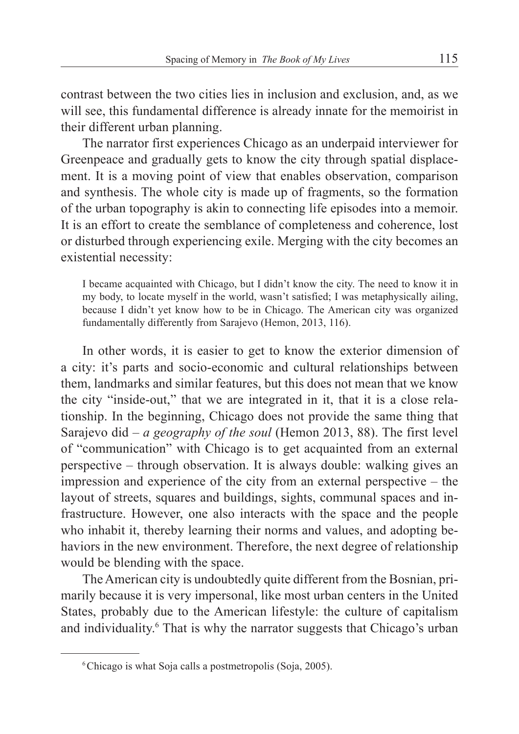contrast between the two cities lies in inclusion and exclusion, and, as we will see, this fundamental difference is already innate for the memoirist in their different urban planning.

The narrator first experiences Chicago as an underpaid interviewer for Greenpeace and gradually gets to know the city through spatial displacement. It is a moving point of view that enables observation, comparison and synthesis. The whole city is made up of fragments, so the formation of the urban topography is akin to connecting life episodes into a memoir. It is an effort to create the semblance of completeness and coherence, lost or disturbed through experiencing exile. Merging with the city becomes an existential necessity:

> I became acquainted with Chicago, but I didn't know the city. The need to know it in my body, to locate myself in the world, wasn't satisfied; I was metaphysically ailing, because I didn't yet know how to be in Chicago. The American city was organized fundamentally differently from Sarajevo (Hemon, 2013, 116).

In other words, it is easier to get to know the exterior dimension of a city: it's parts and socio-economic and cultural relationships between them, landmarks and similar features, but this does not mean that we know the city "inside-out," that we are integrated in it, that it is a close relationship. In the beginning, Chicago does not provide the same thing that Sarajevo did – *a geography of the soul* (Hemon 2013, 88). The first level of "communication" with Chicago is to get acquainted from an external perspective – through observation. It is always double: walking gives an impression and experience of the city from an external perspective – the layout of streets, squares and buildings, sights, communal spaces and infrastructure. However, one also interacts with the space and the people who inhabit it, thereby learning their norms and values, and adopting behaviors in the new environment. Therefore, the next degree of relationship would be blending with the space.

The American city is undoubtedly quite different from the Bosnian, primarily because it is very impersonal, like most urban centers in the United States, probably due to the American lifestyle: the culture of capitalism and individuality.[6] That is why the narrator suggests that Chicago's urban

[6] Chicago is what Soja calls a postmetropolis (Soja, 2005).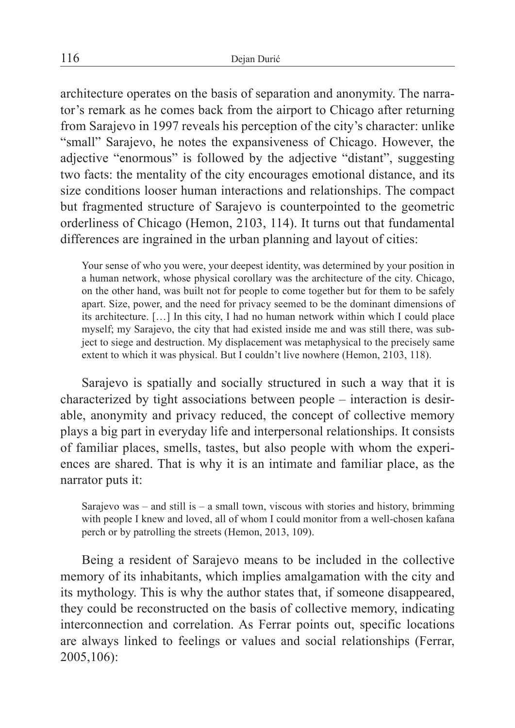architecture operates on the basis of separation and anonymity. The narrator's remark as he comes back from the airport to Chicago after returning from Sarajevo in 1997 reveals his perception of the city's character: unlike "small" Sarajevo, he notes the expansiveness of Chicago. However, the adjective "enormous" is followed by the adjective "distant", suggesting two facts: the mentality of the city encourages emotional distance, and its size conditions looser human interactions and relationships. The compact but fragmented structure of Sarajevo is counterpointed to the geometric orderliness of Chicago (Hemon, 2103, 114). It turns out that fundamental differences are ingrained in the urban planning and layout of cities:

> Your sense of who you were, your deepest identity, was determined by your position in a human network, whose physical corollary was the architecture of the city. Chicago, on the other hand, was built not for people to come together but for them to be safely apart. Size, power, and the need for privacy seemed to be the dominant dimensions of its architecture. […] In this city, I had no human network within which I could place myself; my Sarajevo, the city that had existed inside me and was still there, was subject to siege and destruction. My displacement was metaphysical to the precisely same extent to which it was physical. But I couldn't live nowhere (Hemon, 2103, 118).

Sarajevo is spatially and socially structured in such a way that it is characterized by tight associations between people – interaction is desirable, anonymity and privacy reduced, the concept of collective memory plays a big part in everyday life and interpersonal relationships. It consists of familiar places, smells, tastes, but also people with whom the experiences are shared. That is why it is an intimate and familiar place, as the narrator puts it:

> Sarajevo was – and still is – a small town, viscous with stories and history, brimming with people I knew and loved, all of whom I could monitor from a well-chosen kafana perch or by patrolling the streets (Hemon, 2013, 109).

Being a resident of Sarajevo means to be included in the collective memory of its inhabitants, which implies amalgamation with the city and its mythology. This is why the author states that, if someone disappeared, they could be reconstructed on the basis of collective memory, indicating interconnection and correlation. As Ferrar points out, specific locations are always linked to feelings or values and social relationships (Ferrar, 2005,106):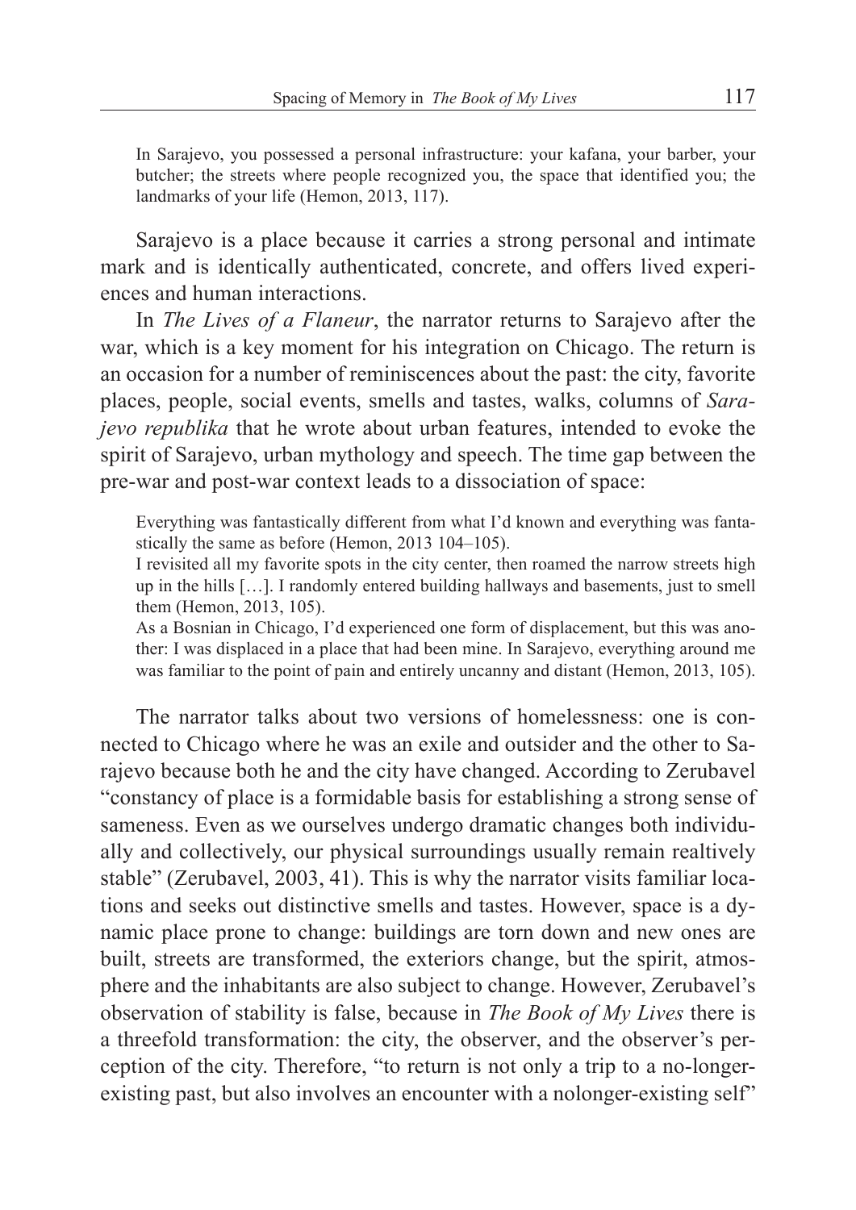In Sarajevo, you possessed a personal infrastructure: your kafana, your barber, your butcher; the streets where people recognized you, the space that identified you; the landmarks of your life (Hemon, 2013, 117).

Sarajevo is a place because it carries a strong personal and intimate mark and is identically authenticated, concrete, and offers lived experiences and human interactions.

In *The Lives of a Flaneur*, the narrator returns to Sarajevo after the war, which is a key moment for his integration on Chicago. The return is an occasion for a number of reminiscences about the past: the city, favorite places, people, social events, smells and tastes, walks, columns of *Sarajevo republika* that he wrote about urban features, intended to evoke the spirit of Sarajevo, urban mythology and speech. The time gap between the pre-war and post-war context leads to a dissociation of space:

> Everything was fantastically different from what I'd known and everything was fantastically the same as before (Hemon, 2013 104–105).
>
> I revisited all my favorite spots in the city center, then roamed the narrow streets high up in the hills […]. I randomly entered building hallways and basements, just to smell them (Hemon, 2013, 105).
>
> As a Bosnian in Chicago, I'd experienced one form of displacement, but this was another: I was displaced in a place that had been mine. In Sarajevo, everything around me was familiar to the point of pain and entirely uncanny and distant (Hemon, 2013, 105).

The narrator talks about two versions of homelessness: one is connected to Chicago where he was an exile and outsider and the other to Sarajevo because both he and the city have changed. According to Zerubavel "constancy of place is a formidable basis for establishing a strong sense of sameness. Even as we ourselves undergo dramatic changes both individually and collectively, our physical surroundings usually remain realtively stable" (Zerubavel, 2003, 41). This is why the narrator visits familiar locations and seeks out distinctive smells and tastes. However, space is a dynamic place prone to change: buildings are torn down and new ones are built, streets are transformed, the exteriors change, but the spirit, atmosphere and the inhabitants are also subject to change. However, Zerubavel's observation of stability is false, because in *The Book of My Lives* there is a threefold transformation: the city, the observer, and the observer's perception of the city. Therefore, "to return is not only a trip to a no-longer-existing past, but also involves an encounter with a nolonger-existing self"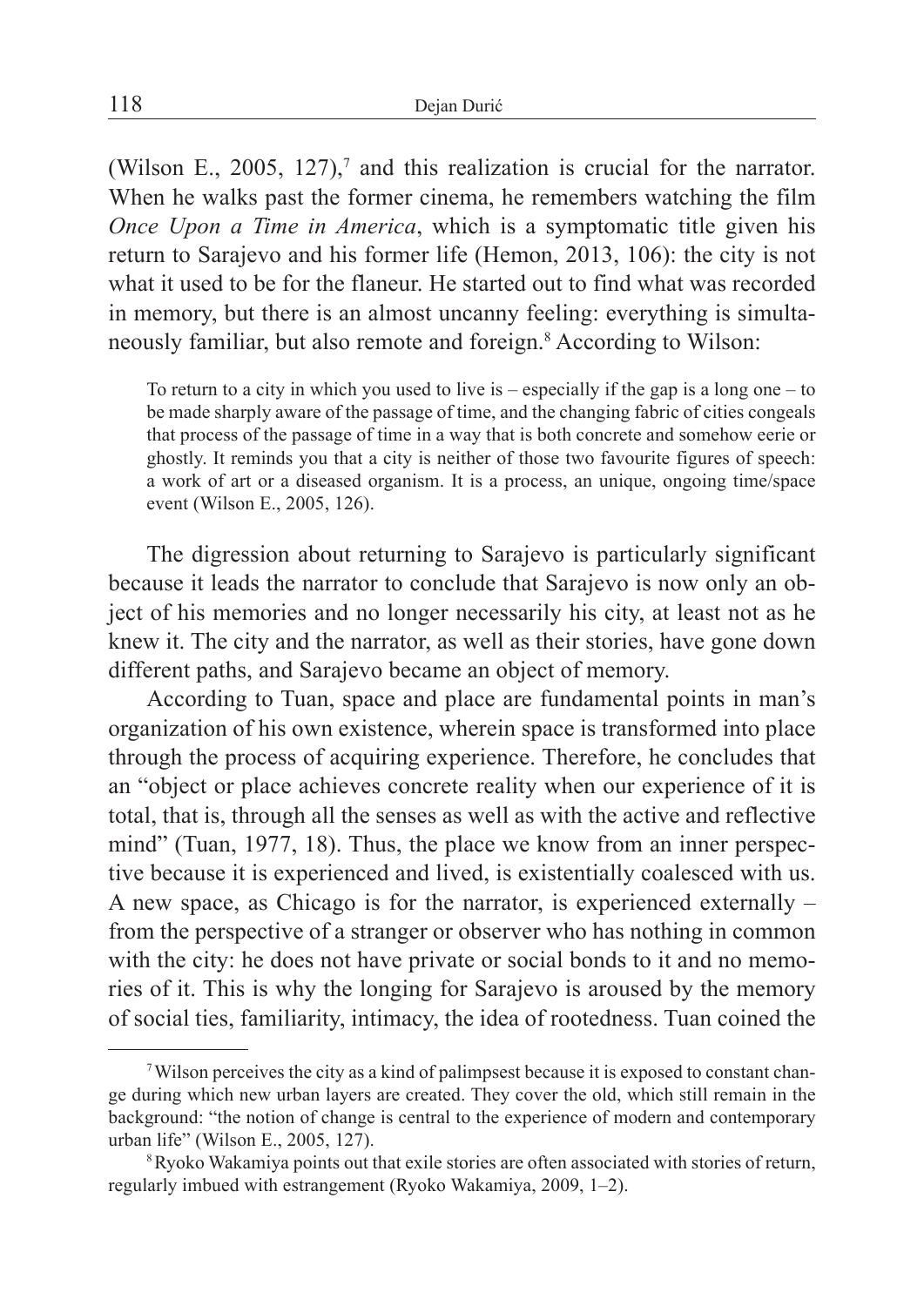(Wilson E., 2005, 127),[7] and this realization is crucial for the narrator. When he walks past the former cinema, he remembers watching the film *Once Upon a Time in America*, which is a symptomatic title given his return to Sarajevo and his former life (Hemon, 2013, 106): the city is not what it used to be for the flaneur. He started out to find what was recorded in memory, but there is an almost uncanny feeling: everything is simultaneously familiar, but also remote and foreign.[8] According to Wilson:

> To return to a city in which you used to live is – especially if the gap is a long one – to be made sharply aware of the passage of time, and the changing fabric of cities congeals that process of the passage of time in a way that is both concrete and somehow eerie or ghostly. It reminds you that a city is neither of those two favourite figures of speech: a work of art or a diseased organism. It is a process, an unique, ongoing time/space event (Wilson E., 2005, 126).

The digression about returning to Sarajevo is particularly significant because it leads the narrator to conclude that Sarajevo is now only an object of his memories and no longer necessarily his city, at least not as he knew it. The city and the narrator, as well as their stories, have gone down different paths, and Sarajevo became an object of memory.

According to Tuan, space and place are fundamental points in man's organization of his own existence, wherein space is transformed into place through the process of acquiring experience. Therefore, he concludes that an "object or place achieves concrete reality when our experience of it is total, that is, through all the senses as well as with the active and reflective mind" (Tuan, 1977, 18). Thus, the place we know from an inner perspective because it is experienced and lived, is existentially coalesced with us. A new space, as Chicago is for the narrator, is experienced externally – from the perspective of a stranger or observer who has nothing in common with the city: he does not have private or social bonds to it and no memories of it. This is why the longing for Sarajevo is aroused by the memory of social ties, familiarity, intimacy, the idea of rootedness. Tuan coined the

---

[7] Wilson perceives the city as a kind of palimpsest because it is exposed to constant change during which new urban layers are created. They cover the old, which still remain in the background: "the notion of change is central to the experience of modern and contemporary urban life" (Wilson E., 2005, 127).

[8] Ryoko Wakamiya points out that exile stories are often associated with stories of return, regularly imbued with estrangement (Ryoko Wakamiya, 2009, 1–2).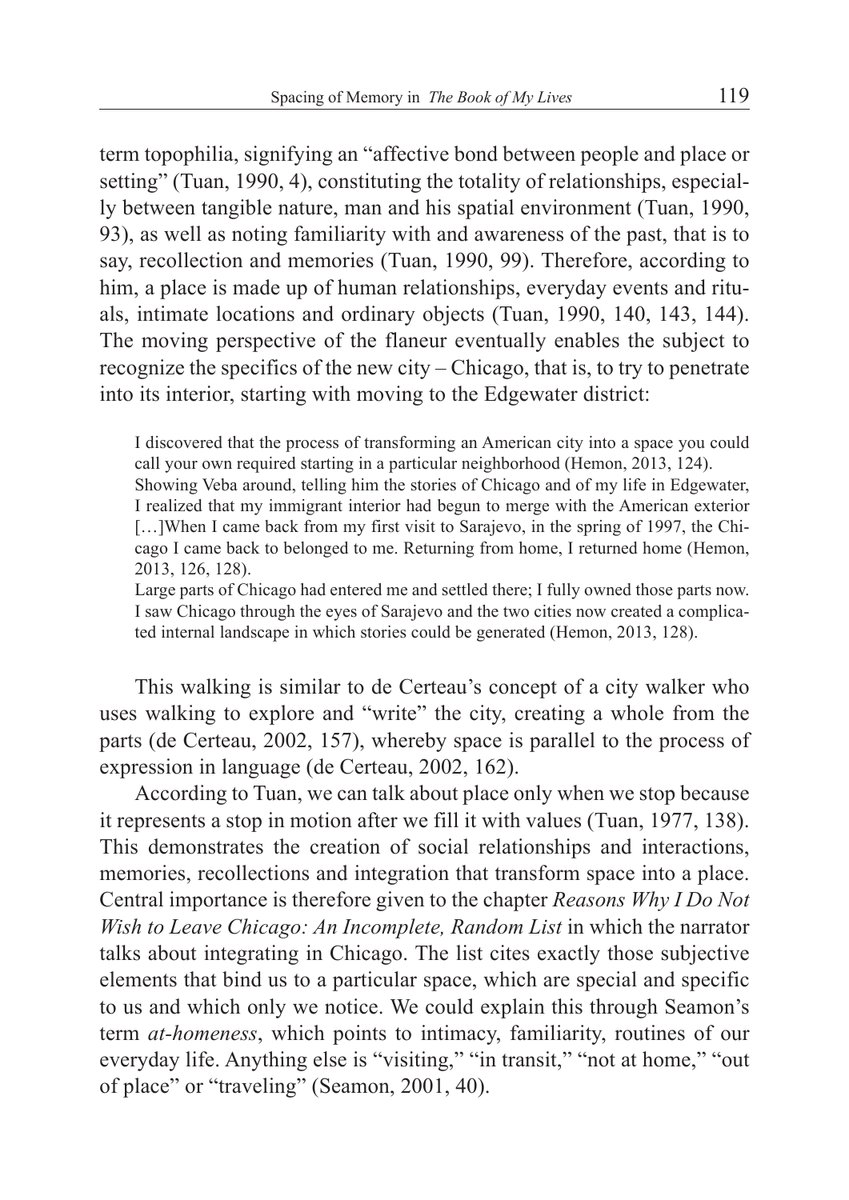term topophilia, signifying an "affective bond between people and place or setting" (Tuan, 1990, 4), constituting the totality of relationships, especially between tangible nature, man and his spatial environment (Tuan, 1990, 93), as well as noting familiarity with and awareness of the past, that is to say, recollection and memories (Tuan, 1990, 99). Therefore, according to him, a place is made up of human relationships, everyday events and rituals, intimate locations and ordinary objects (Tuan, 1990, 140, 143, 144). The moving perspective of the flaneur eventually enables the subject to recognize the specifics of the new city – Chicago, that is, to try to penetrate into its interior, starting with moving to the Edgewater district:

> I discovered that the process of transforming an American city into a space you could call your own required starting in a particular neighborhood (Hemon, 2013, 124).
> Showing Veba around, telling him the stories of Chicago and of my life in Edgewater, I realized that my immigrant interior had begun to merge with the American exterior […]When I came back from my first visit to Sarajevo, in the spring of 1997, the Chicago I came back to belonged to me. Returning from home, I returned home (Hemon, 2013, 126, 128).
> Large parts of Chicago had entered me and settled there; I fully owned those parts now. I saw Chicago through the eyes of Sarajevo and the two cities now created a complicated internal landscape in which stories could be generated (Hemon, 2013, 128).

This walking is similar to de Certeau's concept of a city walker who uses walking to explore and "write" the city, creating a whole from the parts (de Certeau, 2002, 157), whereby space is parallel to the process of expression in language (de Certeau, 2002, 162).

According to Tuan, we can talk about place only when we stop because it represents a stop in motion after we fill it with values (Tuan, 1977, 138). This demonstrates the creation of social relationships and interactions, memories, recollections and integration that transform space into a place. Central importance is therefore given to the chapter *Reasons Why I Do Not Wish to Leave Chicago: An Incomplete, Random List* in which the narrator talks about integrating in Chicago. The list cites exactly those subjective elements that bind us to a particular space, which are special and specific to us and which only we notice. We could explain this through Seamon's term *at-homeness*, which points to intimacy, familiarity, routines of our everyday life. Anything else is "visiting," "in transit," "not at home," "out of place" or "traveling" (Seamon, 2001, 40).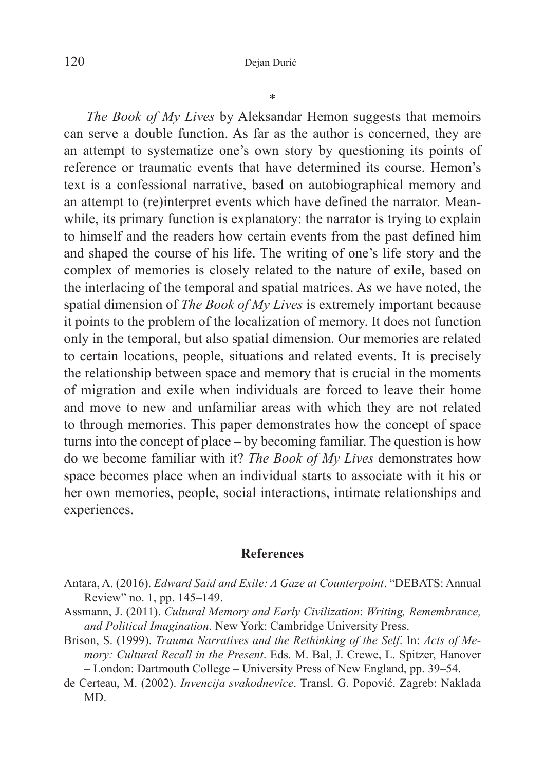*

*The Book of My Lives* by Aleksandar Hemon suggests that memoirs can serve a double function. As far as the author is concerned, they are an attempt to systematize one's own story by questioning its points of reference or traumatic events that have determined its course. Hemon's text is a confessional narrative, based on autobiographical memory and an attempt to (re)interpret events which have defined the narrator. Meanwhile, its primary function is explanatory: the narrator is trying to explain to himself and the readers how certain events from the past defined him and shaped the course of his life. The writing of one's life story and the complex of memories is closely related to the nature of exile, based on the interlacing of the temporal and spatial matrices. As we have noted, the spatial dimension of *The Book of My Lives* is extremely important because it points to the problem of the localization of memory. It does not function only in the temporal, but also spatial dimension. Our memories are related to certain locations, people, situations and related events. It is precisely the relationship between space and memory that is crucial in the moments of migration and exile when individuals are forced to leave their home and move to new and unfamiliar areas with which they are not related to through memories. This paper demonstrates how the concept of space turns into the concept of place – by becoming familiar. The question is how do we become familiar with it? *The Book of My Lives* demonstrates how space becomes place when an individual starts to associate with it his or her own memories, people, social interactions, intimate relationships and experiences.

## References

Antara, A. (2016). *Edward Said and Exile: A Gaze at Counterpoint*. "DEBATS: Annual Review" no. 1, pp. 145–149.

Assmann, J. (2011). *Cultural Memory and Early Civilization*: *Writing, Remembrance, and Political Imagination*. New York: Cambridge University Press.

Brison, S. (1999). *Trauma Narratives and the Rethinking of the Self*. In: *Acts of Memory: Cultural Recall in the Present*. Eds. M. Bal, J. Crewe, L. Spitzer, Hanover – London: Dartmouth College – University Press of New England, pp. 39–54.

de Certeau, M. (2002). *Invencija svakodnevice*. Transl. G. Popović. Zagreb: Naklada MD.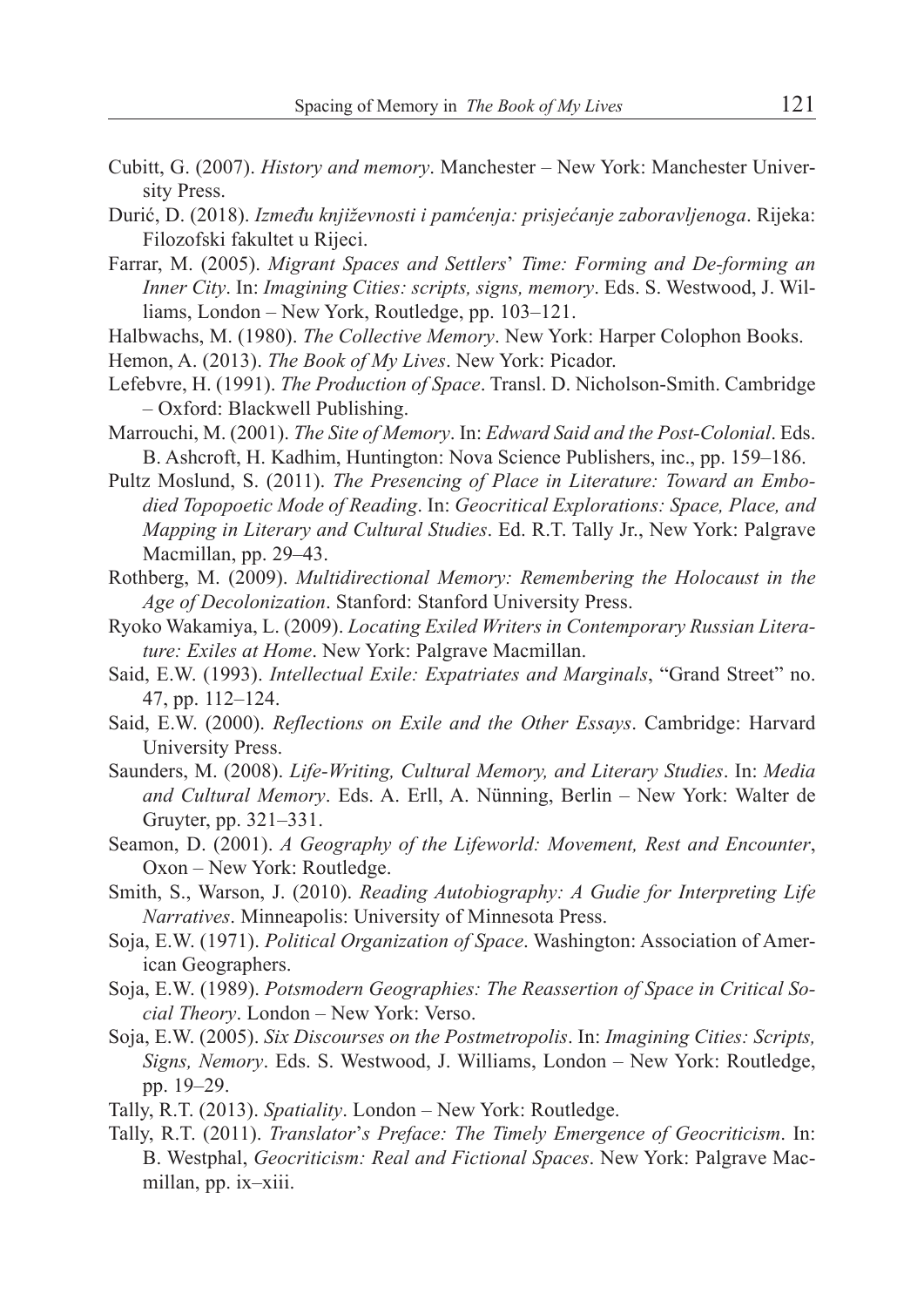Cubitt, G. (2007). *History and memory*. Manchester – New York: Manchester University Press.

Đurić, D. (2018). *Između književnosti i pamćenja: prisjećanje zaboravljenoga*. Rijeka: Filozofski fakultet u Rijeci.

Farrar, M. (2005). *Migrant Spaces and Settlers' Time: Forming and De-forming an Inner City*. In: *Imagining Cities: scripts, signs, memory*. Eds. S. Westwood, J. Williams, London – New York, Routledge, pp. 103–121.

Halbwachs, M. (1980). *The Collective Memory*. New York: Harper Colophon Books.

Hemon, A. (2013). *The Book of My Lives*. New York: Picador.

Lefebvre, H. (1991). *The Production of Space*. Transl. D. Nicholson-Smith. Cambridge – Oxford: Blackwell Publishing.

Marrouchi, M. (2001). *The Site of Memory*. In: *Edward Said and the Post-Colonial*. Eds. B. Ashcroft, H. Kadhim, Huntington: Nova Science Publishers, inc., pp. 159–186.

Pultz Moslund, S. (2011). *The Presencing of Place in Literature: Toward an Embodied Topopoetic Mode of Reading*. In: *Geocritical Explorations: Space, Place, and Mapping in Literary and Cultural Studies*. Ed. R.T. Tally Jr., New York: Palgrave Macmillan, pp. 29–43.

Rothberg, M. (2009). *Multidirectional Memory: Remembering the Holocaust in the Age of Decolonization*. Stanford: Stanford University Press.

Ryoko Wakamiya, L. (2009). *Locating Exiled Writers in Contemporary Russian Literature: Exiles at Home*. New York: Palgrave Macmillan.

Said, E.W. (1993). *Intellectual Exile: Expatriates and Marginals*, "Grand Street" no. 47, pp. 112–124.

Said, E.W. (2000). *Reflections on Exile and the Other Essays*. Cambridge: Harvard University Press.

Saunders, M. (2008). *Life-Writing, Cultural Memory, and Literary Studies*. In: *Media and Cultural Memory*. Eds. A. Erll, A. Nünning, Berlin – New York: Walter de Gruyter, pp. 321–331.

Seamon, D. (2001). *A Geography of the Lifeworld: Movement, Rest and Encounter*, Oxon – New York: Routledge.

Smith, S., Warson, J. (2010). *Reading Autobiography: A Gudie for Interpreting Life Narratives*. Minneapolis: University of Minnesota Press.

Soja, E.W. (1971). *Political Organization of Space*. Washington: Association of American Geographers.

Soja, E.W. (1989). *Potsmodern Geographies: The Reassertion of Space in Critical Social Theory*. London – New York: Verso.

Soja, E.W. (2005). *Six Discourses on the Postmetropolis*. In: *Imagining Cities: Scripts, Signs, Nemory*. Eds. S. Westwood, J. Williams, London – New York: Routledge, pp. 19–29.

Tally, R.T. (2013). *Spatiality*. London – New York: Routledge.

Tally, R.T. (2011). *Translator's Preface: The Timely Emergence of Geocriticism*. In: B. Westphal, *Geocriticism: Real and Fictional Spaces*. New York: Palgrave Macmillan, pp. ix–xiii.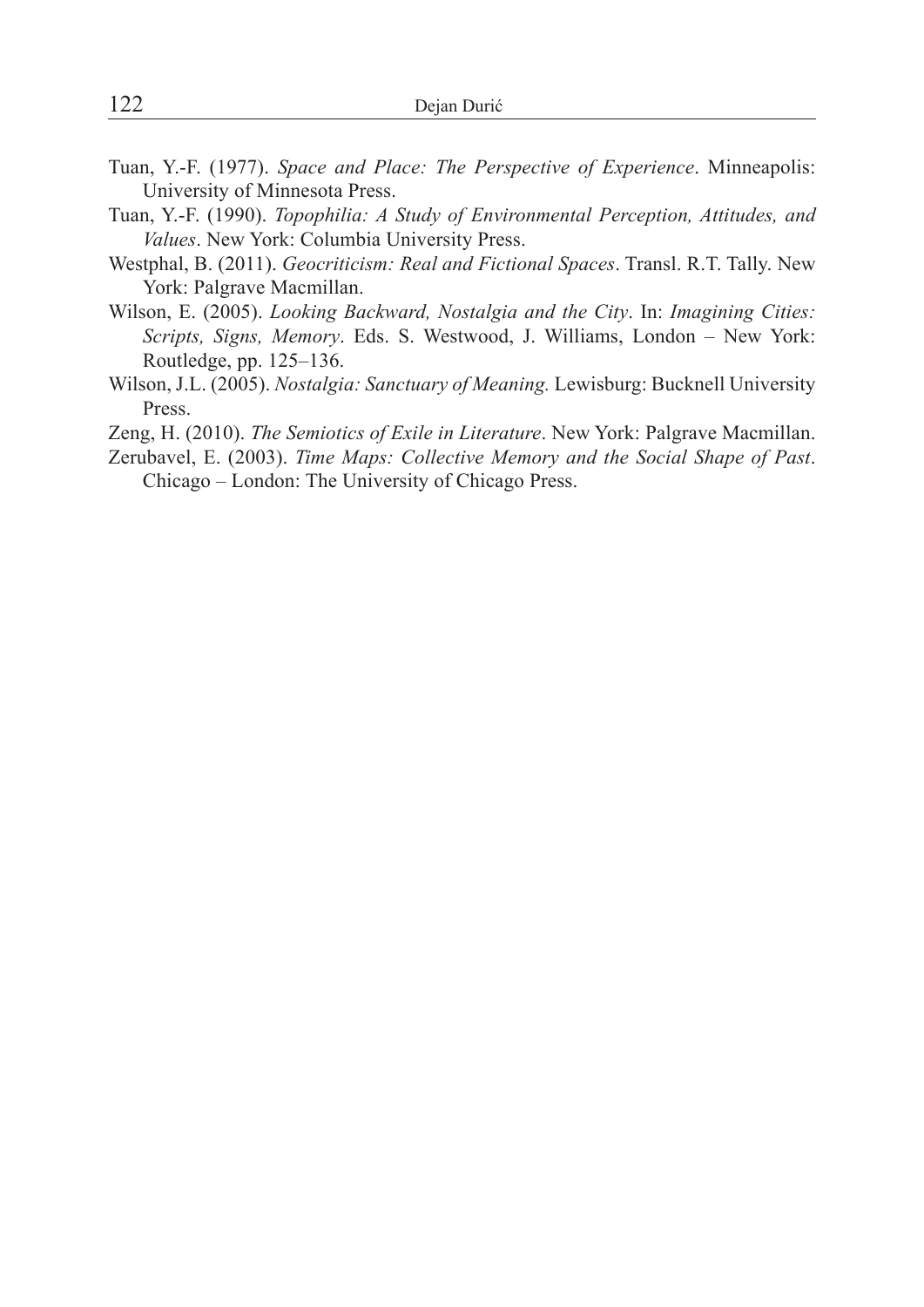Tuan, Y.-F. (1977). *Space and Place: The Perspective of Experience*. Minneapolis: University of Minnesota Press.

Tuan, Y.-F. (1990). *Topophilia: A Study of Environmental Perception, Attitudes, and Values*. New York: Columbia University Press.

Westphal, B. (2011). *Geocriticism: Real and Fictional Spaces*. Transl. R.T. Tally. New York: Palgrave Macmillan.

Wilson, E. (2005). *Looking Backward, Nostalgia and the City*. In: *Imagining Cities: Scripts, Signs, Memory*. Eds. S. Westwood, J. Williams, London – New York: Routledge, pp. 125–136.

Wilson, J.L. (2005). *Nostalgia: Sanctuary of Meaning.* Lewisburg: Bucknell University Press.

Zeng, H. (2010). *The Semiotics of Exile in Literature*. New York: Palgrave Macmillan.

Zerubavel, E. (2003). *Time Maps: Collective Memory and the Social Shape of Past*. Chicago – London: The University of Chicago Press.